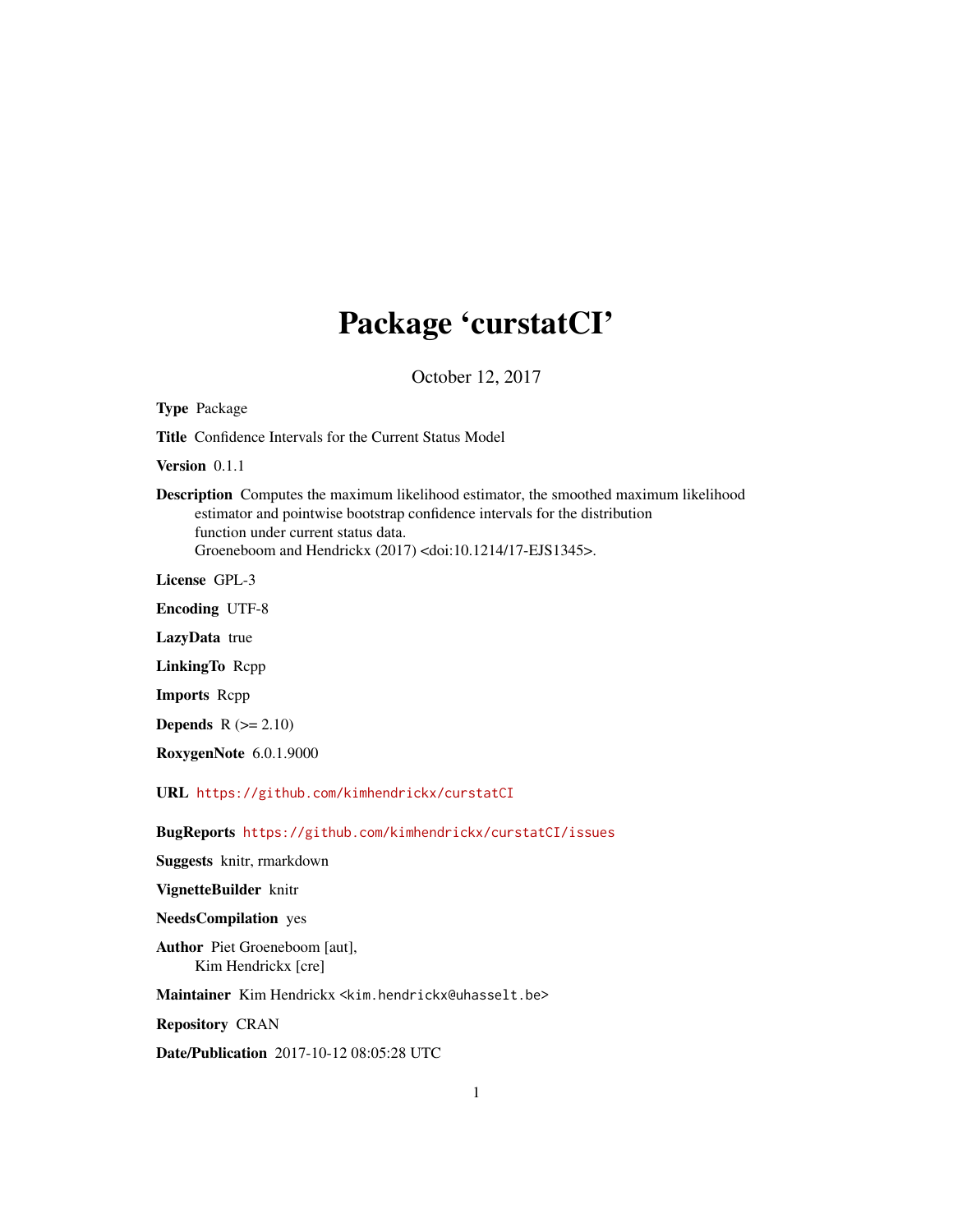# Package 'curstatCI'

October 12, 2017

**Type** Package

**Title** Confidence Intervals for the Current Status Model

**Version** 0.1.1

**Description** Computes the maximum likelihood estimator, the smoothed maximum likelihood estimator and pointwise bootstrap confidence intervals for the distribution function under current status data.
Groeneboom and Hendrickx (2017) <doi:10.1214/17-EJS1345>.

**License** GPL-3

**Encoding** UTF-8

**LazyData** true

**LinkingTo** Rcpp

**Imports** Rcpp

**Depends** R (>= 2.10)

**RoxygenNote** 6.0.1.9000

**URL** https://github.com/kimhendrickx/curstatCI

**BugReports** https://github.com/kimhendrickx/curstatCI/issues

**Suggests** knitr, rmarkdown

**VignetteBuilder** knitr

**NeedsCompilation** yes

**Author** Piet Groeneboom [aut],
Kim Hendrickx [cre]

**Maintainer** Kim Hendrickx <kim.hendrickx@uhasselt.be>

**Repository** CRAN

**Date/Publication** 2017-10-12 08:05:28 UTC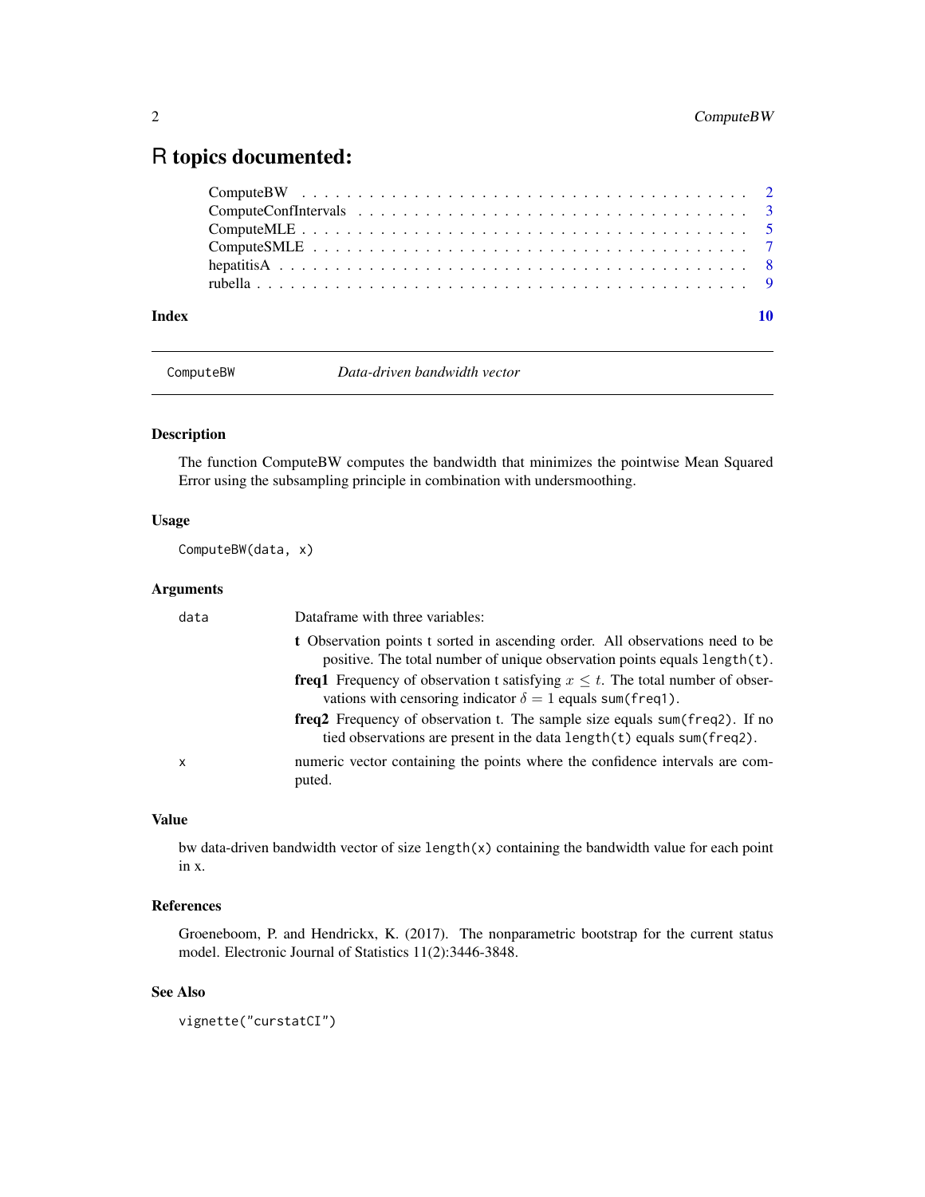# R topics documented:

ComputeBW . . . . . . . . . . . . . . . . . . . . . . . . . . . . . . . . . . . . . 2
ComputeConfIntervals . . . . . . . . . . . . . . . . . . . . . . . . . . . . . . . 3
ComputeMLE . . . . . . . . . . . . . . . . . . . . . . . . . . . . . . . . . . . . 5
ComputeSMLE . . . . . . . . . . . . . . . . . . . . . . . . . . . . . . . . . . . 7
hepatitisA . . . . . . . . . . . . . . . . . . . . . . . . . . . . . . . . . . . . . 8
rubella . . . . . . . . . . . . . . . . . . . . . . . . . . . . . . . . . . . . . . . 9

**Index** 10

---

`ComputeBW` *Data-driven bandwidth vector*

---

## Description

The function ComputeBW computes the bandwidth that minimizes the pointwise Mean Squared Error using the subsampling principle in combination with undersmoothing.

## Usage

```
ComputeBW(data, x)
```

## Arguments

`data` Dataframe with three variables:

- **t** Observation points t sorted in ascending order. All observations need to be positive. The total number of unique observation points equals `length(t)`.
- **freq1** Frequency of observation t satisfying $x \leq t$. The total number of observations with censoring indicator $\delta = 1$ equals `sum(freq1)`.
- **freq2** Frequency of observation t. The sample size equals `sum(freq2)`. If no tied observations are present in the data `length(t)` equals `sum(freq2)`.

`x` numeric vector containing the points where the confidence intervals are computed.

## Value

bw data-driven bandwidth vector of size `length(x)` containing the bandwidth value for each point in x.

## References

Groeneboom, P. and Hendrickx, K. (2017). The nonparametric bootstrap for the current status model. Electronic Journal of Statistics 11(2):3446-3848.

## See Also

```
vignette("curstatCI")
```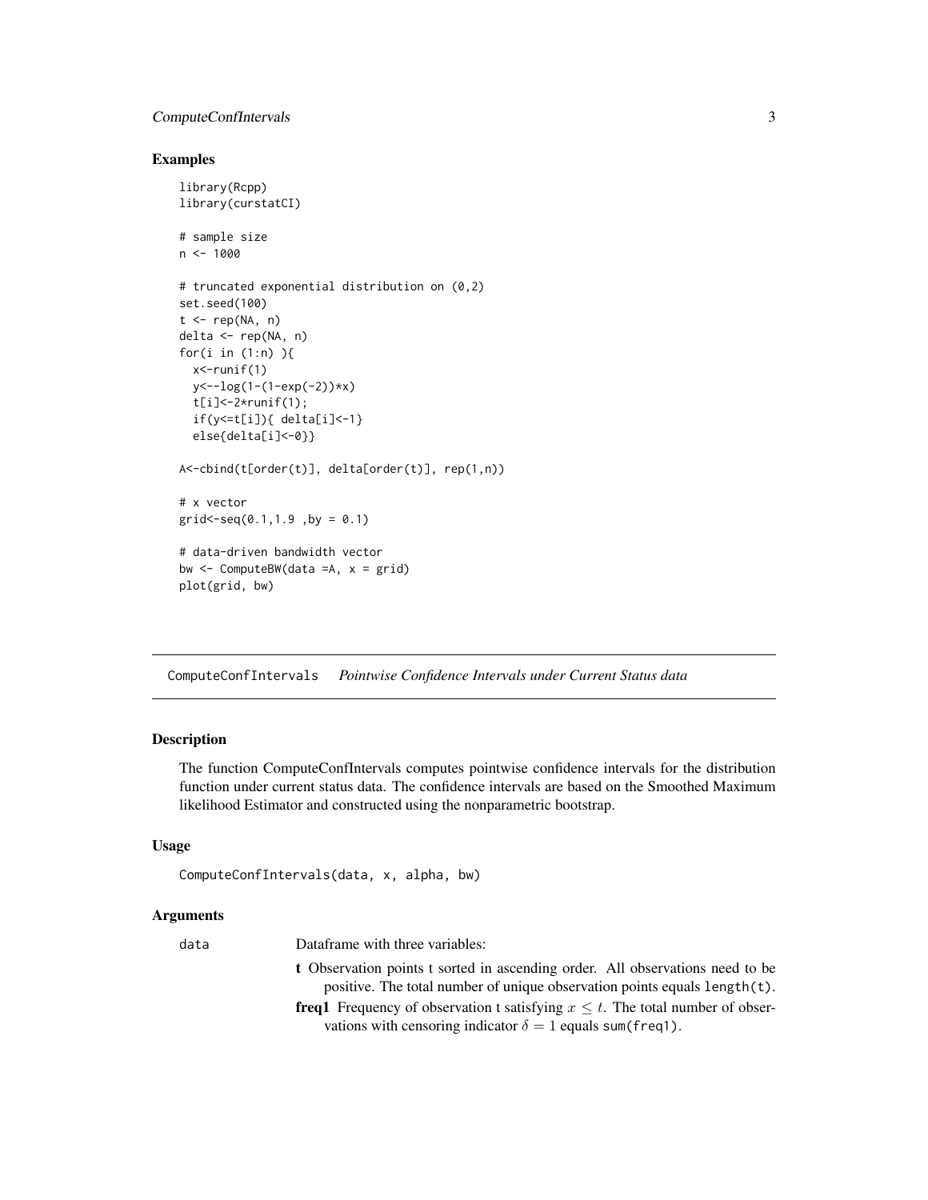## Examples

```
library(Rcpp)
library(curstatCI)

# sample size
n <- 1000

# truncated exponential distribution on (0,2)
set.seed(100)
t <- rep(NA, n)
delta <- rep(NA, n)
for(i in (1:n) ){
  x<-runif(1)
  y<--log(1-(1-exp(-2))*x)
  t[i]<-2*runif(1);
  if(y<=t[i]){ delta[i]<-1}
  else{delta[i]<-0}}

A<-cbind(t[order(t)], delta[order(t)], rep(1,n))

# x vector
grid<-seq(0.1,1.9 ,by = 0.1)

# data-driven bandwidth vector
bw <- ComputeBW(data =A, x = grid)
plot(grid, bw)
```

---

`ComputeConfIntervals` *Pointwise Confidence Intervals under Current Status data*

---

## Description

The function ComputeConfIntervals computes pointwise confidence intervals for the distribution function under current status data. The confidence intervals are based on the Smoothed Maximum likelihood Estimator and constructed using the nonparametric bootstrap.

## Usage

```
ComputeConfIntervals(data, x, alpha, bw)
```

## Arguments

`data` Dataframe with three variables:

- **t** Observation points t sorted in ascending order. All observations need to be positive. The total number of unique observation points equals `length(t)`.
- **freq1** Frequency of observation t satisfying $x \leq t$. The total number of observations with censoring indicator $\delta = 1$ equals `sum(freq1)`.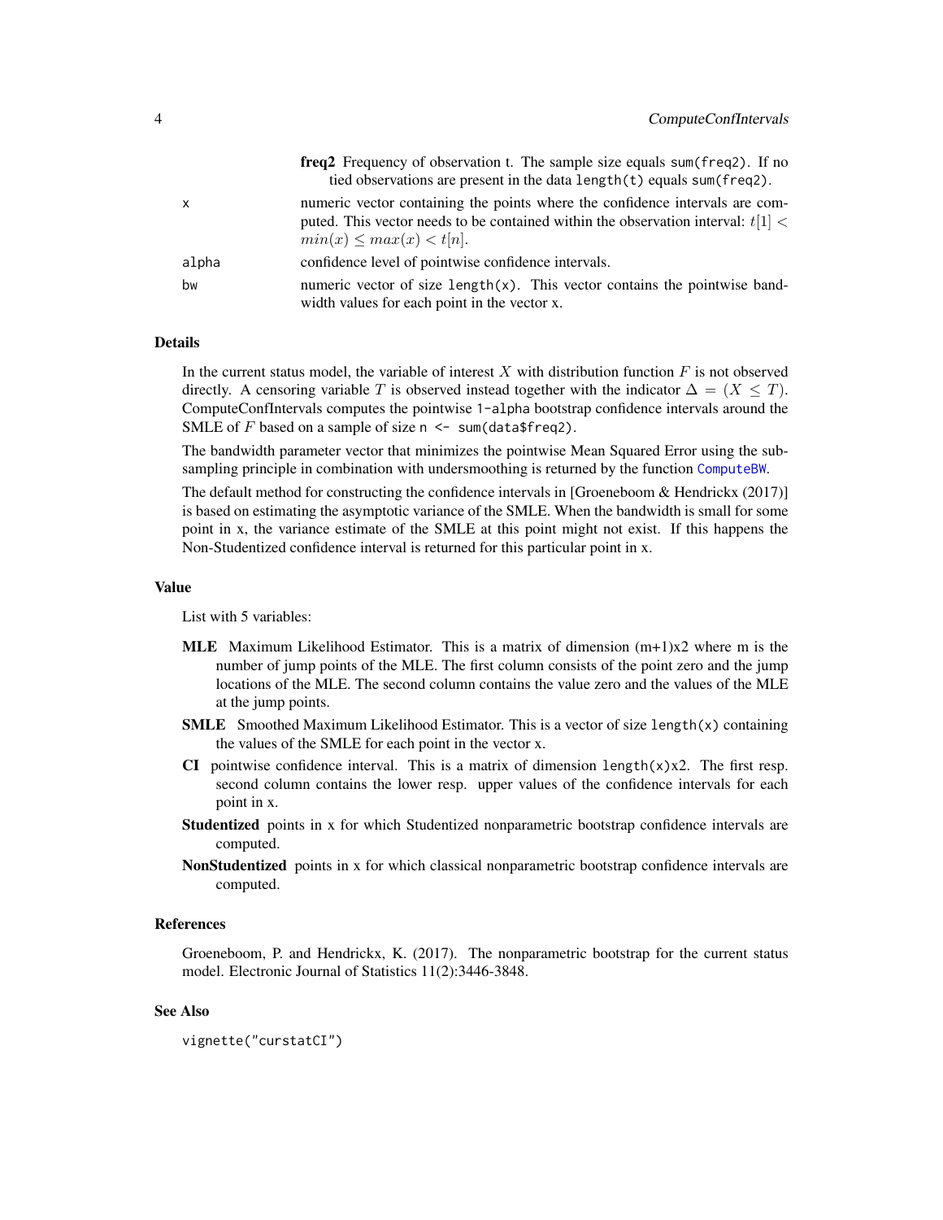**freq2** Frequency of observation t. The sample size equals `sum(freq2)`. If no tied observations are present in the data `length(t)` equals `sum(freq2)`.

| | |
|---|---|
| x | numeric vector containing the points where the confidence intervals are computed. This vector needs to be contained within the observation interval: $t[1] < min(x) \leq max(x) < t[n]$. |
| alpha | confidence level of pointwise confidence intervals. |
| bw | numeric vector of size `length(x)`. This vector contains the pointwise bandwidth values for each point in the vector x. |

### Details

In the current status model, the variable of interest $X$ with distribution function $F$ is not observed directly. A censoring variable $T$ is observed instead together with the indicator $\Delta = (X \leq T)$. ComputeConfIntervals computes the pointwise `1-alpha` bootstrap confidence intervals around the SMLE of $F$ based on a sample of size `n <- sum(data$freq2)`.

The bandwidth parameter vector that minimizes the pointwise Mean Squared Error using the subsampling principle in combination with undersmoothing is returned by the function ComputeBW.

The default method for constructing the confidence intervals in [Groeneboom & Hendrickx (2017)] is based on estimating the asymptotic variance of the SMLE. When the bandwidth is small for some point in x, the variance estimate of the SMLE at this point might not exist. If this happens the Non-Studentized confidence interval is returned for this particular point in x.

### Value

List with 5 variables:

- **MLE** Maximum Likelihood Estimator. This is a matrix of dimension (m+1)x2 where m is the number of jump points of the MLE. The first column consists of the point zero and the jump locations of the MLE. The second column contains the value zero and the values of the MLE at the jump points.
- **SMLE** Smoothed Maximum Likelihood Estimator. This is a vector of size `length(x)` containing the values of the SMLE for each point in the vector x.
- **CI** pointwise confidence interval. This is a matrix of dimension `length(x)`x2. The first resp. second column contains the lower resp. upper values of the confidence intervals for each point in x.
- **Studentized** points in x for which Studentized nonparametric bootstrap confidence intervals are computed.
- **NonStudentized** points in x for which classical nonparametric bootstrap confidence intervals are computed.

### References

Groeneboom, P. and Hendrickx, K. (2017). The nonparametric bootstrap for the current status model. Electronic Journal of Statistics 11(2):3446-3848.

### See Also

```
vignette("curstatCI")
```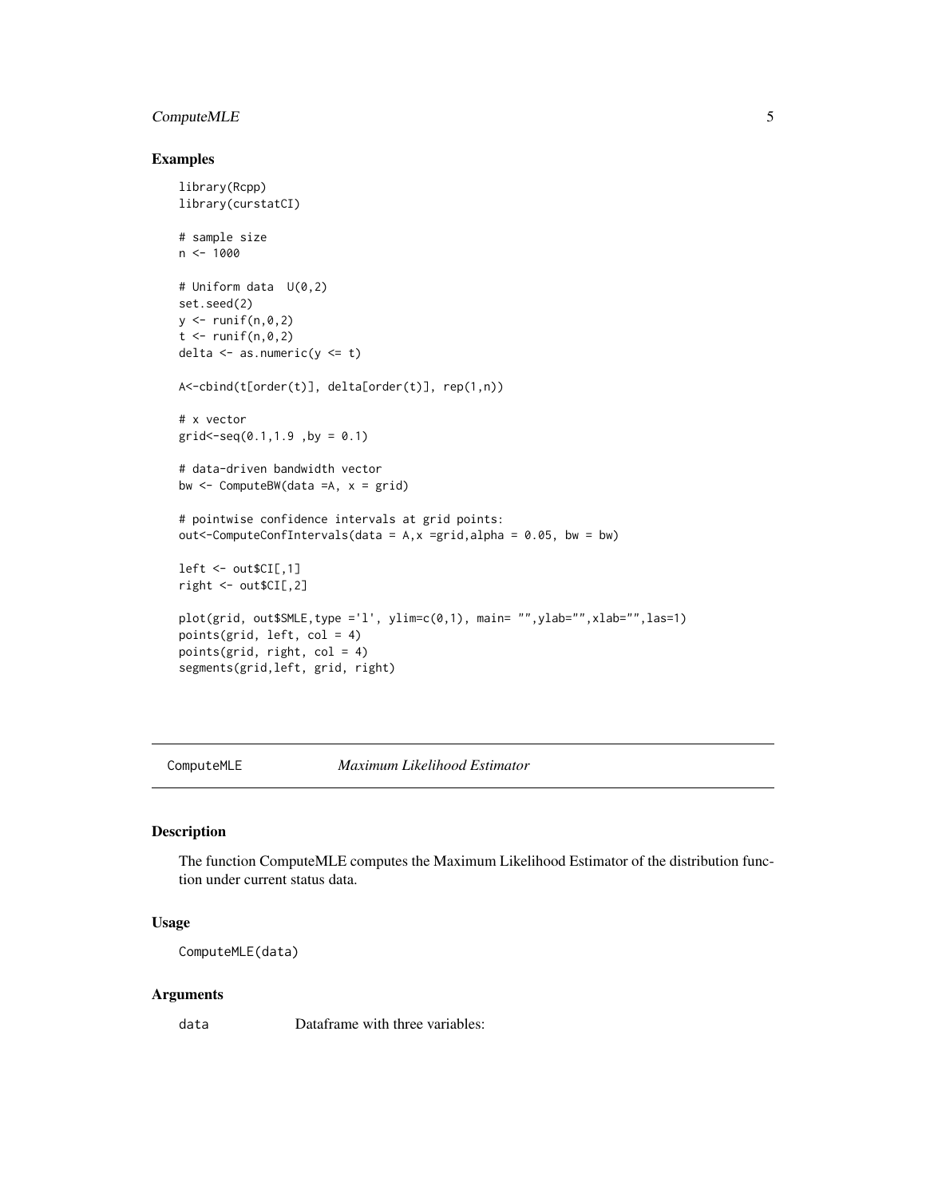## Examples

```
library(Rcpp)
library(curstatCI)

# sample size
n <- 1000

# Uniform data  U(0,2)
set.seed(2)
y <- runif(n,0,2)
t <- runif(n,0,2)
delta <- as.numeric(y <= t)

A<-cbind(t[order(t)], delta[order(t)], rep(1,n))

# x vector
grid<-seq(0.1,1.9 ,by = 0.1)

# data-driven bandwidth vector
bw <- ComputeBW(data =A, x = grid)

# pointwise confidence intervals at grid points:
out<-ComputeConfIntervals(data = A,x =grid,alpha = 0.05, bw = bw)

left <- out$CI[,1]
right <- out$CI[,2]

plot(grid, out$SMLE,type ='l', ylim=c(0,1), main= "",ylab="",xlab="",las=1)
points(grid, left, col = 4)
points(grid, right, col = 4)
segments(grid,left, grid, right)
```

---

# ComputeMLE *Maximum Likelihood Estimator*

---

## Description

The function ComputeMLE computes the Maximum Likelihood Estimator of the distribution function under current status data.

## Usage

```
ComputeMLE(data)
```

## Arguments

`data` Dataframe with three variables: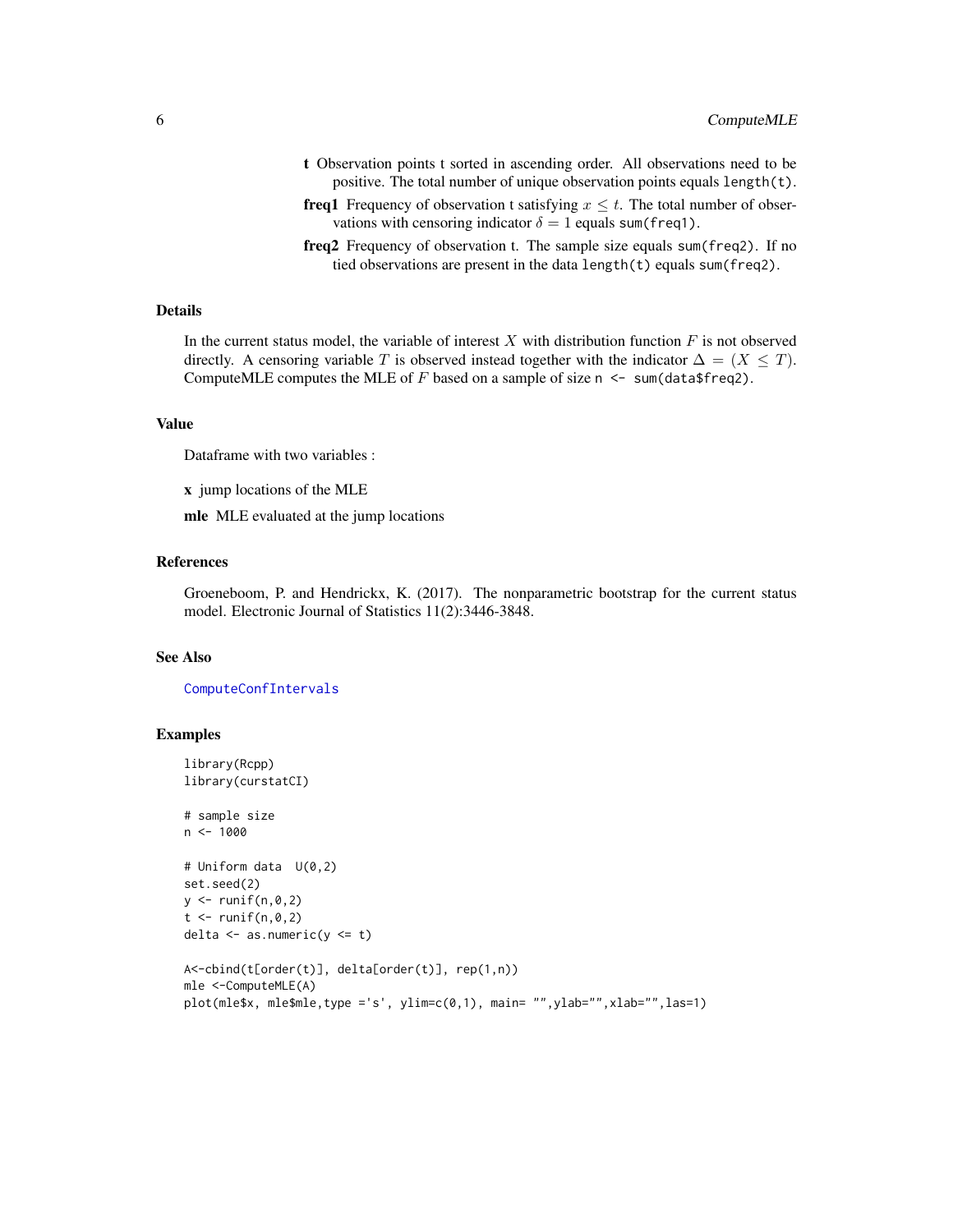**t** Observation points t sorted in ascending order. All observations need to be positive. The total number of unique observation points equals `length(t)`.

**freq1** Frequency of observation t satisfying $x \leq t$. The total number of observations with censoring indicator $\delta = 1$ equals `sum(freq1)`.

**freq2** Frequency of observation t. The sample size equals `sum(freq2)`. If no tied observations are present in the data `length(t)` equals `sum(freq2)`.

## Details

In the current status model, the variable of interest $X$ with distribution function $F$ is not observed directly. A censoring variable $T$ is observed instead together with the indicator $\Delta = (X \leq T)$. ComputeMLE computes the MLE of $F$ based on a sample of size `n <- sum(data$freq2)`.

## Value

Dataframe with two variables :

**x** jump locations of the MLE

**mle** MLE evaluated at the jump locations

## References

Groeneboom, P. and Hendrickx, K. (2017). The nonparametric bootstrap for the current status model. Electronic Journal of Statistics 11(2):3446-3848.

## See Also

ComputeConfIntervals

## Examples

```
library(Rcpp)
library(curstatCI)

# sample size
n <- 1000

# Uniform data  U(0,2)
set.seed(2)
y <- runif(n,0,2)
t <- runif(n,0,2)
delta <- as.numeric(y <= t)

A<-cbind(t[order(t)], delta[order(t)], rep(1,n))
mle <-ComputeMLE(A)
plot(mle$x, mle$mle,type ='s', ylim=c(0,1), main= "",ylab="",xlab="",las=1)
```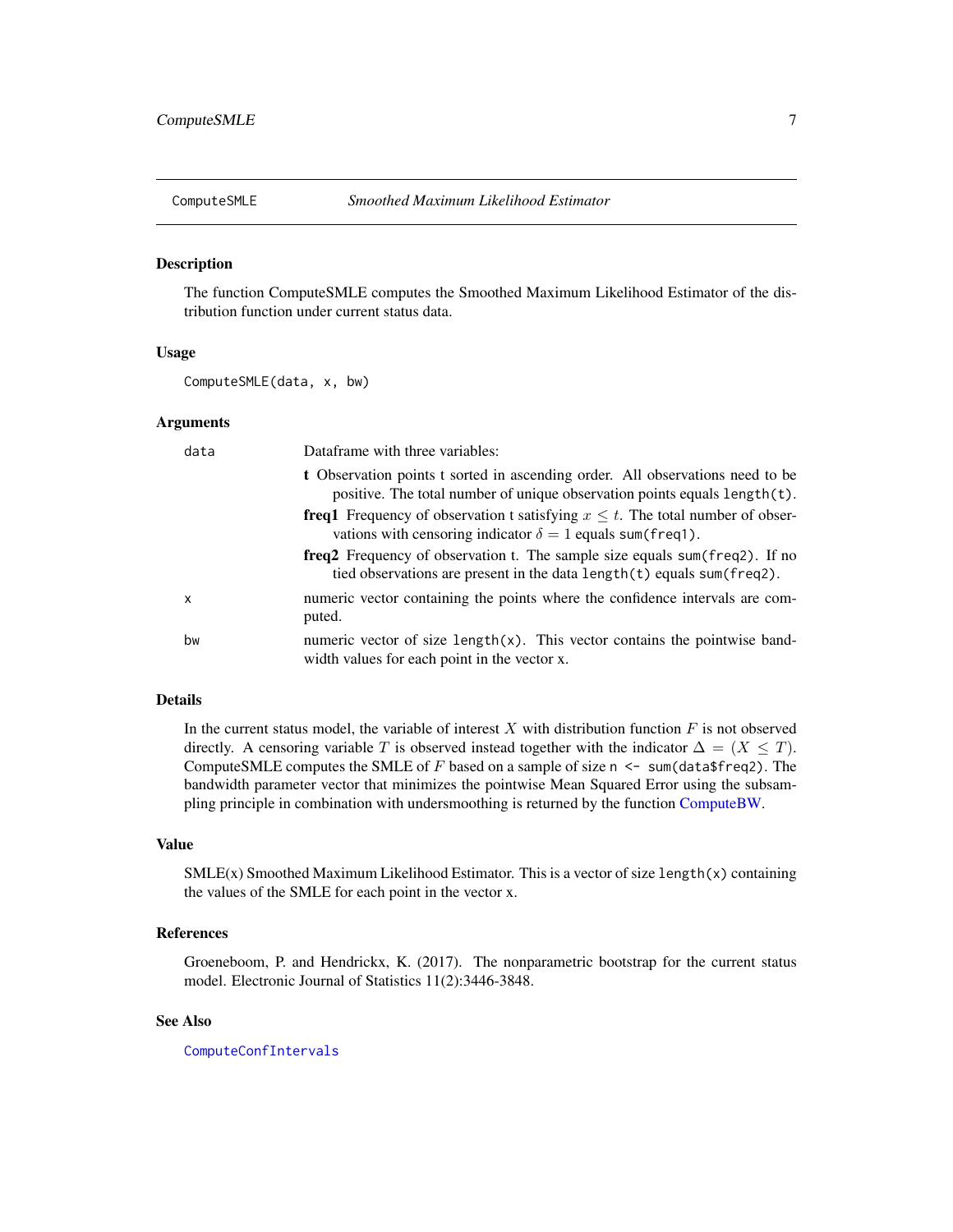## ComputeSMLE — *Smoothed Maximum Likelihood Estimator*

### Description

The function ComputeSMLE computes the Smoothed Maximum Likelihood Estimator of the distribution function under current status data.

### Usage

```
ComputeSMLE(data, x, bw)
```

### Arguments

**data** Dataframe with three variables:

- **t** Observation points t sorted in ascending order. All observations need to be positive. The total number of unique observation points equals `length(t)`.
- **freq1** Frequency of observation t satisfying $x \leq t$. The total number of observations with censoring indicator $\delta = 1$ equals `sum(freq1)`.
- **freq2** Frequency of observation t. The sample size equals `sum(freq2)`. If no tied observations are present in the data `length(t)` equals `sum(freq2)`.

**x** numeric vector containing the points where the confidence intervals are computed.

**bw** numeric vector of size `length(x)`. This vector contains the pointwise bandwidth values for each point in the vector x.

### Details

In the current status model, the variable of interest $X$ with distribution function $F$ is not observed directly. A censoring variable $T$ is observed instead together with the indicator $\Delta = (X \leq T)$. ComputeSMLE computes the SMLE of $F$ based on a sample of size `n <- sum(data$freq2)`. The bandwidth parameter vector that minimizes the pointwise Mean Squared Error using the subsampling principle in combination with undersmoothing is returned by the function ComputeBW.

### Value

SMLE(x) Smoothed Maximum Likelihood Estimator. This is a vector of size `length(x)` containing the values of the SMLE for each point in the vector x.

### References

Groeneboom, P. and Hendrickx, K. (2017). The nonparametric bootstrap for the current status model. Electronic Journal of Statistics 11(2):3446-3848.

### See Also

`ComputeConfIntervals`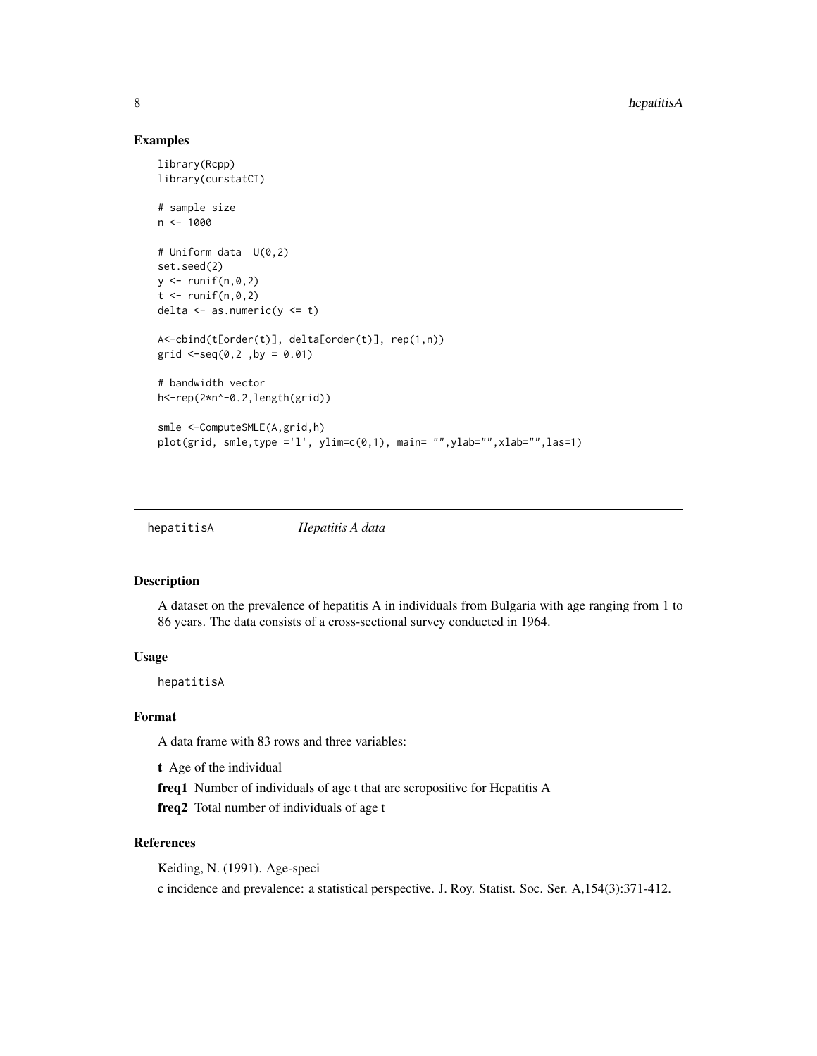## Examples

```
library(Rcpp)
library(curstatCI)

# sample size
n <- 1000

# Uniform data  U(0,2)
set.seed(2)
y <- runif(n,0,2)
t <- runif(n,0,2)
delta <- as.numeric(y <= t)

A<-cbind(t[order(t)], delta[order(t)], rep(1,n))
grid <-seq(0,2 ,by = 0.01)

# bandwidth vector
h<-rep(2*n^-0.2,length(grid))

smle <-ComputeSMLE(A,grid,h)
plot(grid, smle,type ='l', ylim=c(0,1), main= "",ylab="",xlab="",las=1)
```

---

`hepatitisA` *Hepatitis A data*

---

## Description

A dataset on the prevalence of hepatitis A in individuals from Bulgaria with age ranging from 1 to 86 years. The data consists of a cross-sectional survey conducted in 1964.

## Usage

```
hepatitisA
```

## Format

A data frame with 83 rows and three variables:

**t** Age of the individual

**freq1** Number of individuals of age t that are seropositive for Hepatitis A

**freq2** Total number of individuals of age t

## References

Keiding, N. (1991). Age-speci

c incidence and prevalence: a statistical perspective. J. Roy. Statist. Soc. Ser. A,154(3):371-412.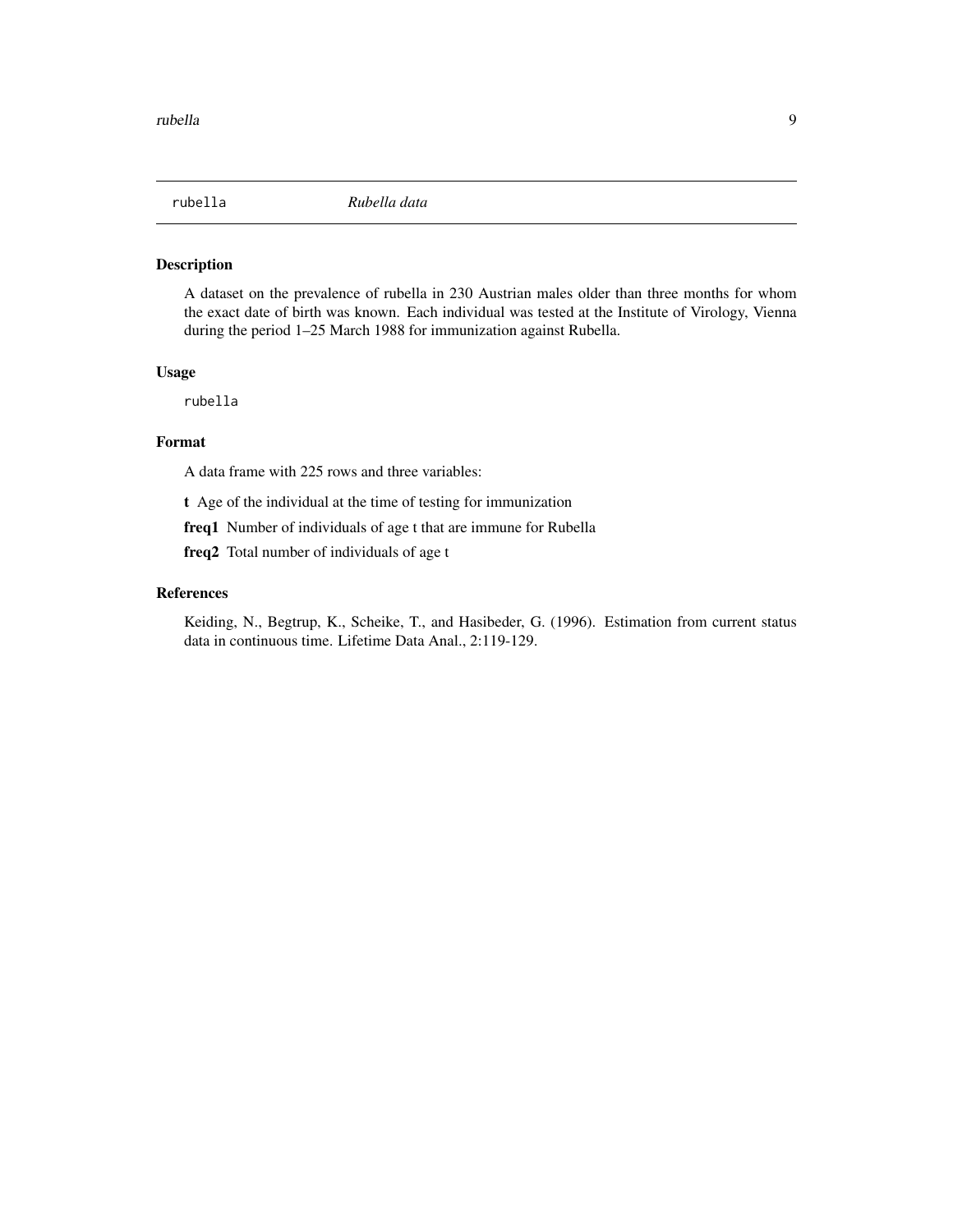`rubella` *Rubella data*

## Description

A dataset on the prevalence of rubella in 230 Austrian males older than three months for whom the exact date of birth was known. Each individual was tested at the Institute of Virology, Vienna during the period 1–25 March 1988 for immunization against Rubella.

## Usage

```
rubella
```

## Format

A data frame with 225 rows and three variables:

**t** Age of the individual at the time of testing for immunization

**freq1** Number of individuals of age t that are immune for Rubella

**freq2** Total number of individuals of age t

## References

Keiding, N., Begtrup, K., Scheike, T., and Hasibeder, G. (1996). Estimation from current status data in continuous time. Lifetime Data Anal., 2:119-129.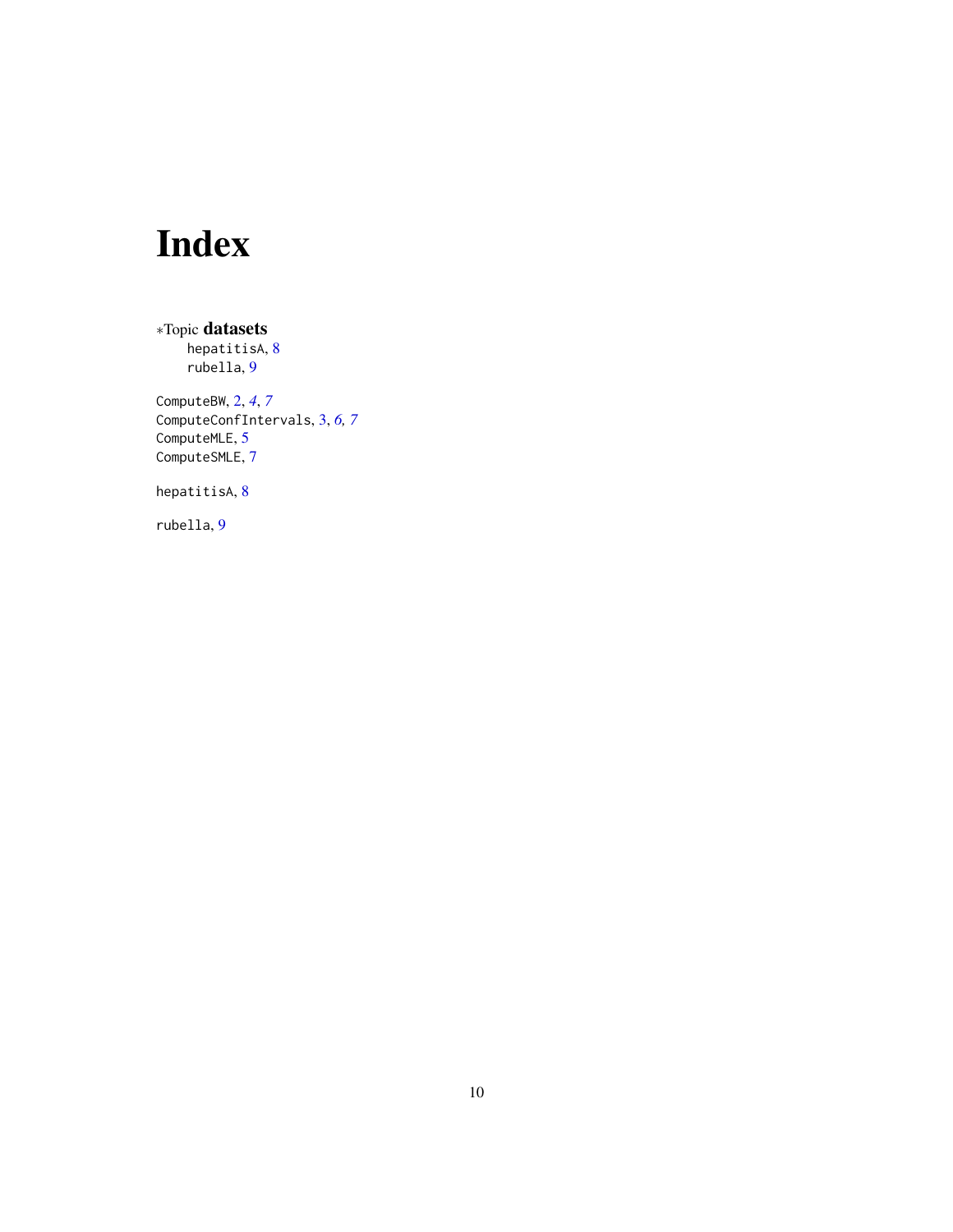# Index

*Topic **datasets**
    hepatitisA, 8
    rubella, 9

ComputeBW, 2, *4*, *7*
ComputeConfIntervals, 3, *6, 7*
ComputeMLE, 5
ComputeSMLE, 7

hepatitisA, 8

rubella, 9